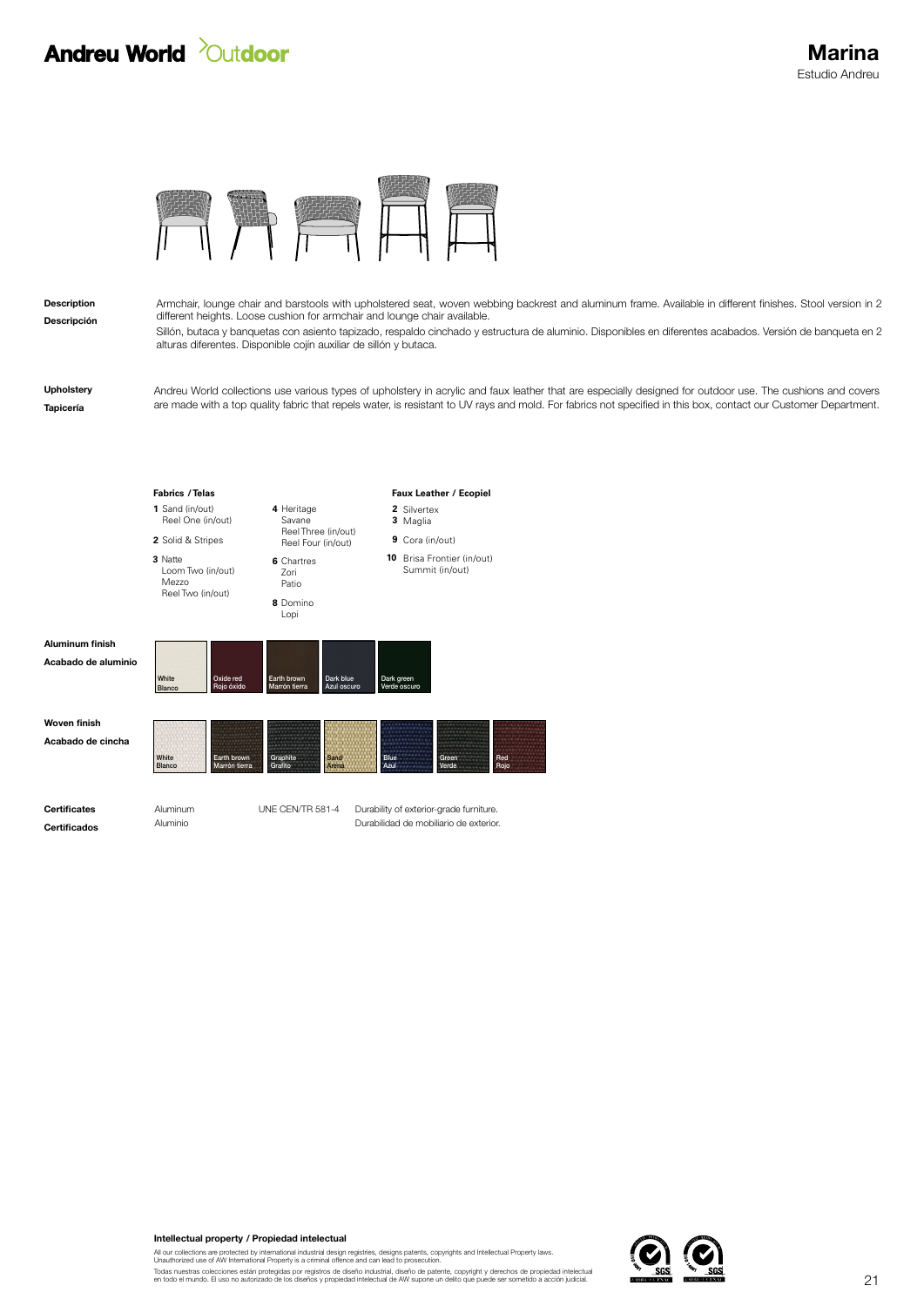Andreu World Outdoor

# Marina

Estudio Andreu

**Description**
**Descripción**

Armchair, lounge chair and barstools with upholstered seat, woven webbing backrest and aluminum frame. Available in different finishes. Stool version in 2 different heights. Loose cushion for armchair and lounge chair available.

Sillón, butaca y banquetas con asiento tapizado, respaldo cinchado y estructura de aluminio. Disponibles en diferentes acabados. Versión de banqueta en 2 alturas diferentes. Disponible cojín auxiliar de sillón y butaca.

**Upholstery**
**Tapicería**

Andreu World collections use various types of upholstery in acrylic and faux leather that are especially designed for outdoor use. The cushions and covers are made with a top quality fabric that repels water, is resistant to UV rays and mold. For fabrics not specified in this box, contact our Customer Department.

**Fabrics / Telas**

- **1** Sand (in/out), Reel One (in/out)
- **2** Solid & Stripes
- **3** Natte, Loom Two (in/out), Mezzo, Reel Two (in/out)
- **4** Heritage, Savane, Reel Three (in/out), Reel Four (in/out)
- **6** Chartres, Zori, Patio
- **8** Domino, Lopi

**Faux Leather / Ecopiel**

- **2** Silvertex
- **3** Maglia
- **9** Cora (in/out)
- **10** Brisa Frontier (in/out), Summit (in/out)

**Aluminum finish**
**Acabado de aluminio**

White / Blanco, Oxide red / Rojo óxido, Earth brown / Marrón tierra, Dark blue / Azul oscuro, Dark green / Verde oscuro

**Woven finish**
**Acabado de cincha**

White / Blanco, Earth brown / Marrón tierra, Graphite / Grafito, Sand / Arena, Blue / Azul, Green / Verde, Red / Rojo

**Certificates**
**Certificados**

| Aluminum / Aluminio | UNE CEN/TR 581-4 | Durability of exterior-grade furniture. / Durabilidad de mobiliario de exterior. |
|---|---|---|

**Intellectual property / Propiedad intelectual**

All our collections are protected by international industrial design registries, designs patents, copyrights and Intellectual Property laws. Unauthorized use of AW International Property is a criminal offence and can lead to prosecution.

Todas nuestras colecciones están protegidas por registros de diseño industrial, diseño de patente, copyright y derechos de propiedad intelectual en todo el mundo. El uso no autorizado de los diseños y propiedad intelectual de AW supone un delito que puede ser sometido a acción judicial.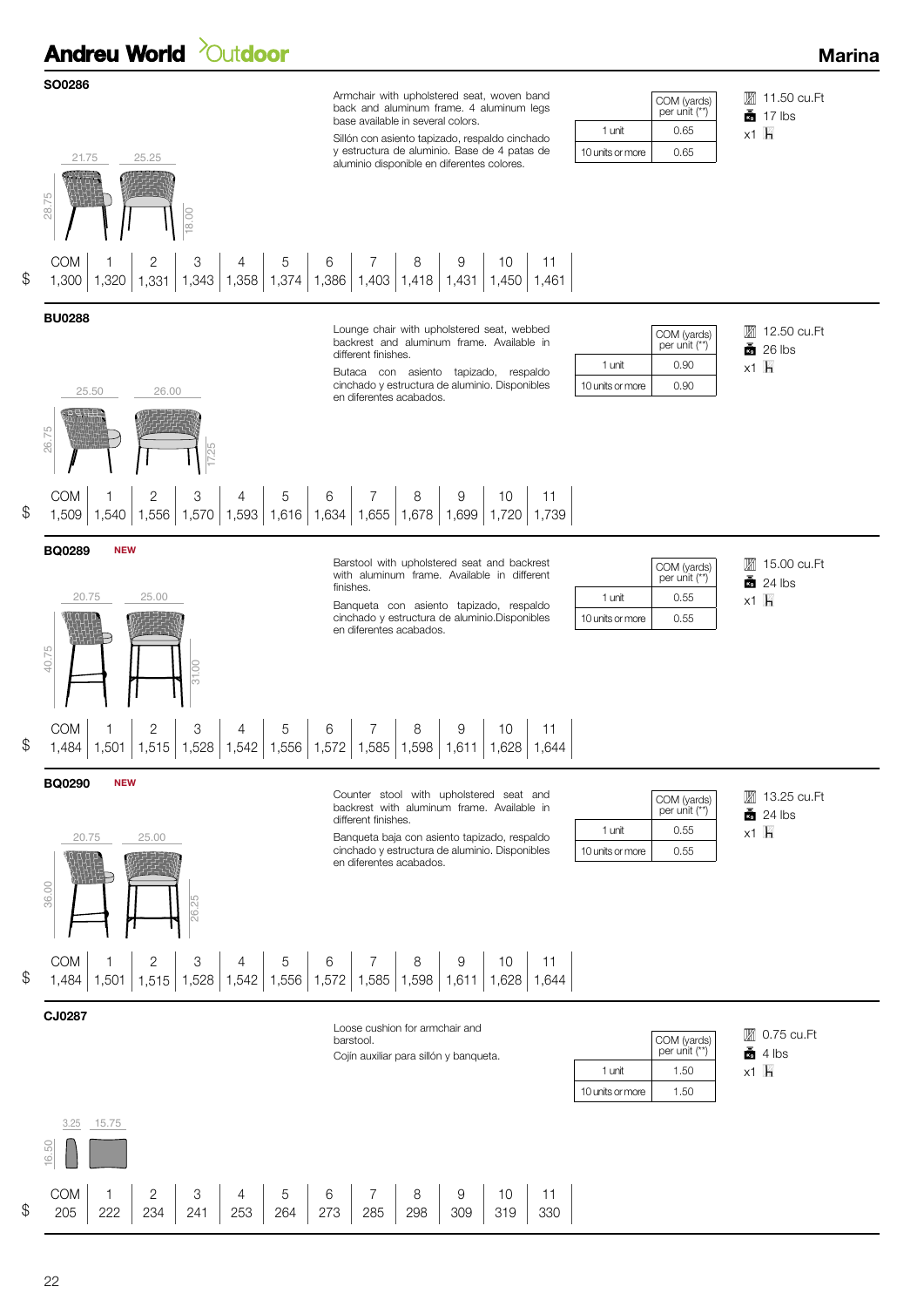# Andreu World Outdoor

## Marina

### SO0286

Armchair with upholstered seat, woven band back and aluminum frame. 4 aluminum legs base available in several colors.

Sillón con asiento tapizado, respaldo cinchado y estructura de aluminio. Base de 4 patas de aluminio disponible en diferentes colores.

Dimensions: 21.75 / 25.25 / 28.75 / 18.00

| | COM (yards) per unit (**) |
|---|---|
| 1 unit | 0.65 |
| 10 units or more | 0.65 |

11.50 cu.Ft · 17 lbs · x1

| | COM | 1 | 2 | 3 | 4 | 5 | 6 | 7 | 8 | 9 | 10 | 11 |
|---|---|---|---|---|---|---|---|---|---|---|---|---|
| $ | 1,300 | 1,320 | 1,331 | 1,343 | 1,358 | 1,374 | 1,386 | 1,403 | 1,418 | 1,431 | 1,450 | 1,461 |

### BU0288

Lounge chair with upholstered seat, webbed backrest and aluminum frame. Available in different finishes.

Butaca con asiento tapizado, respaldo cinchado y estructura de aluminio. Disponibles en diferentes acabados.

Dimensions: 25.50 / 26.00 / 26.75 / 17.25

| | COM (yards) per unit (**) |
|---|---|
| 1 unit | 0.90 |
| 10 units or more | 0.90 |

12.50 cu.Ft · 26 lbs · x1

| | COM | 1 | 2 | 3 | 4 | 5 | 6 | 7 | 8 | 9 | 10 | 11 |
|---|---|---|---|---|---|---|---|---|---|---|---|---|
| $ | 1,509 | 1,540 | 1,556 | 1,570 | 1,593 | 1,616 | 1,634 | 1,655 | 1,678 | 1,699 | 1,720 | 1,739 |

### BQ0289 NEW

Barstool with upholstered seat and backrest with aluminum frame. Available in different finishes.

Banqueta con asiento tapizado, respaldo cinchado y estructura de aluminio.Disponibles en diferentes acabados.

Dimensions: 20.75 / 25.00 / 40.75 / 31.00

| | COM (yards) per unit (**) |
|---|---|
| 1 unit | 0.55 |
| 10 units or more | 0.55 |

15.00 cu.Ft · 24 lbs · x1

| | COM | 1 | 2 | 3 | 4 | 5 | 6 | 7 | 8 | 9 | 10 | 11 |
|---|---|---|---|---|---|---|---|---|---|---|---|---|
| $ | 1,484 | 1,501 | 1,515 | 1,528 | 1,542 | 1,556 | 1,572 | 1,585 | 1,598 | 1,611 | 1,628 | 1,644 |

### BQ0290 NEW

Counter stool with upholstered seat and backrest with aluminum frame. Available in different finishes.

Banqueta baja con asiento tapizado, respaldo cinchado y estructura de aluminio. Disponibles en diferentes acabados.

Dimensions: 20.75 / 25.00 / 36.00 / 26.25

| | COM (yards) per unit (**) |
|---|---|
| 1 unit | 0.55 |
| 10 units or more | 0.55 |

13.25 cu.Ft · 24 lbs · x1

| | COM | 1 | 2 | 3 | 4 | 5 | 6 | 7 | 8 | 9 | 10 | 11 |
|---|---|---|---|---|---|---|---|---|---|---|---|---|
| $ | 1,484 | 1,501 | 1,515 | 1,528 | 1,542 | 1,556 | 1,572 | 1,585 | 1,598 | 1,611 | 1,628 | 1,644 |

### CJ0287

Loose cushion for armchair and barstool.

Cojín auxiliar para sillón y banqueta.

Dimensions: 3.25 / 15.75 / 16.50

| | COM (yards) per unit (**) |
|---|---|
| 1 unit | 1.50 |
| 10 units or more | 1.50 |

0.75 cu.Ft · 4 lbs · x1

| | COM | 1 | 2 | 3 | 4 | 5 | 6 | 7 | 8 | 9 | 10 | 11 |
|---|---|---|---|---|---|---|---|---|---|---|---|---|
| $ | 205 | 222 | 234 | 241 | 253 | 264 | 273 | 285 | 298 | 309 | 319 | 330 |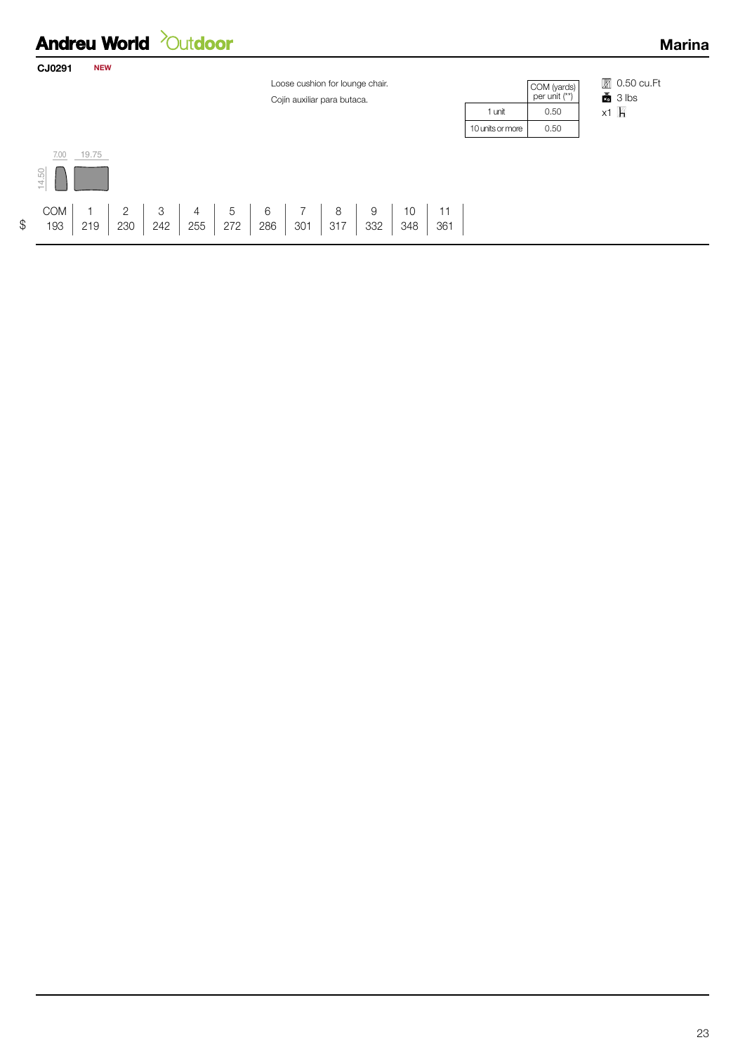**CJ0291** **NEW**

Loose cushion for lounge chair.

Cojín auxiliar para butaca.

| | COM (yards) per unit (**) |
|---|---|
| 1 unit | 0.50 |
| 10 units or more | 0.50 |

0.50 cu.Ft

3 lbs

x1

7.00 19.75

14.50

| | COM | 1 | 2 | 3 | 4 | 5 | 6 | 7 | 8 | 9 | 10 | 11 |
|---|---|---|---|---|---|---|---|---|---|---|---|---|
| $ | 193 | 219 | 230 | 242 | 255 | 272 | 286 | 301 | 317 | 332 | 348 | 361 |